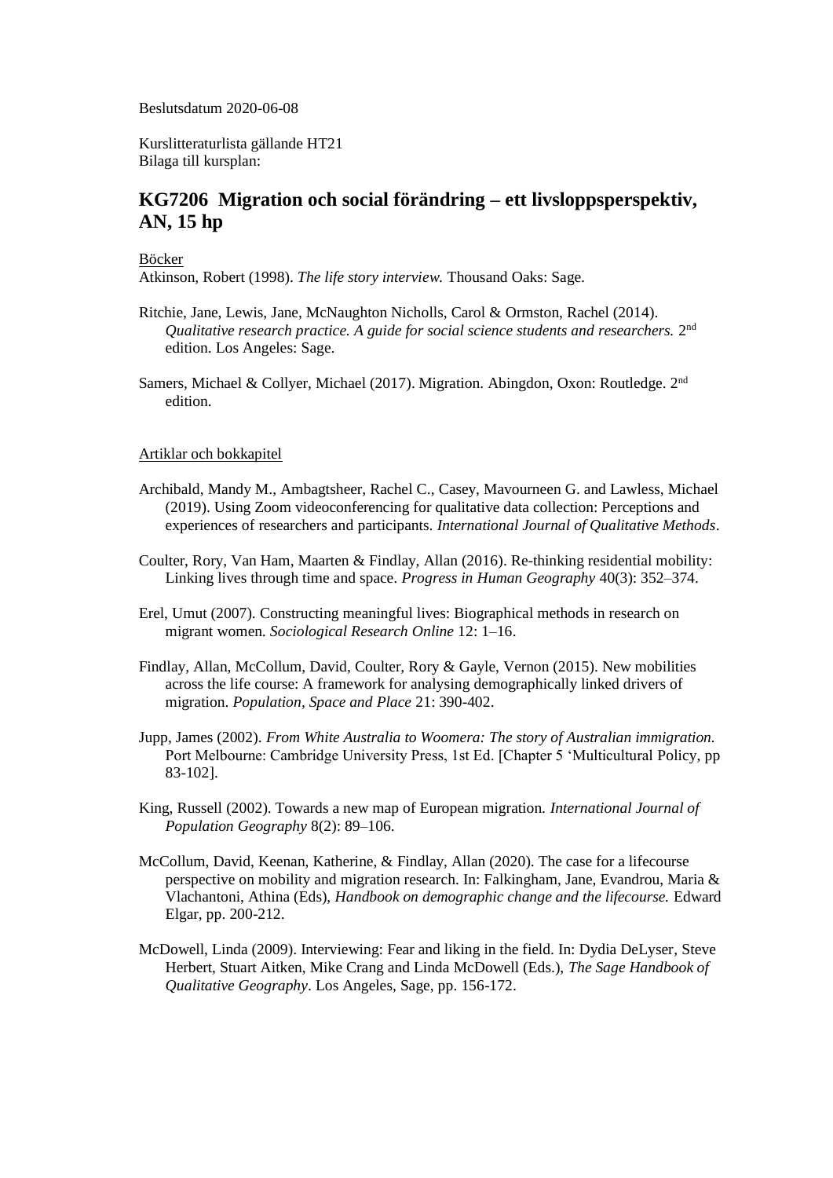Beslutsdatum 2020-06-08

Kurslitteraturlista gällande HT21
Bilaga till kursplan:

## KG7206 Migration och social förändring – ett livsloppsperspektiv, AN, 15 hp

Böcker

Atkinson, Robert (1998). *The life story interview.* Thousand Oaks: Sage.

Ritchie, Jane, Lewis, Jane, McNaughton Nicholls, Carol & Ormston, Rachel (2014). *Qualitative research practice. A guide for social science students and researchers.* 2nd edition. Los Angeles: Sage.

Samers, Michael & Collyer, Michael (2017). Migration. Abingdon, Oxon: Routledge. 2nd edition.

Artiklar och bokkapitel

Archibald, Mandy M., Ambagtsheer, Rachel C., Casey, Mavourneen G. and Lawless, Michael (2019). Using Zoom videoconferencing for qualitative data collection: Perceptions and experiences of researchers and participants. *International Journal of Qualitative Methods*.

Coulter, Rory, Van Ham, Maarten & Findlay, Allan (2016). Re-thinking residential mobility: Linking lives through time and space. *Progress in Human Geography* 40(3): 352–374.

Erel, Umut (2007). Constructing meaningful lives: Biographical methods in research on migrant women. *Sociological Research Online* 12: 1–16.

Findlay, Allan, McCollum, David, Coulter, Rory & Gayle, Vernon (2015). New mobilities across the life course: A framework for analysing demographically linked drivers of migration. *Population, Space and Place* 21: 390-402.

Jupp, James (2002). *From White Australia to Woomera: The story of Australian immigration.* Port Melbourne: Cambridge University Press, 1st Ed. [Chapter 5 'Multicultural Policy, pp 83-102].

King, Russell (2002). Towards a new map of European migration. *International Journal of Population Geography* 8(2): 89–106.

McCollum, David, Keenan, Katherine, & Findlay, Allan (2020). The case for a lifecourse perspective on mobility and migration research. In: Falkingham, Jane, Evandrou, Maria & Vlachantoni, Athina (Eds), *Handbook on demographic change and the lifecourse.* Edward Elgar, pp. 200-212.

McDowell, Linda (2009). Interviewing: Fear and liking in the field. In: Dydia DeLyser, Steve Herbert, Stuart Aitken, Mike Crang and Linda McDowell (Eds.), *The Sage Handbook of Qualitative Geography*. Los Angeles, Sage, pp. 156-172.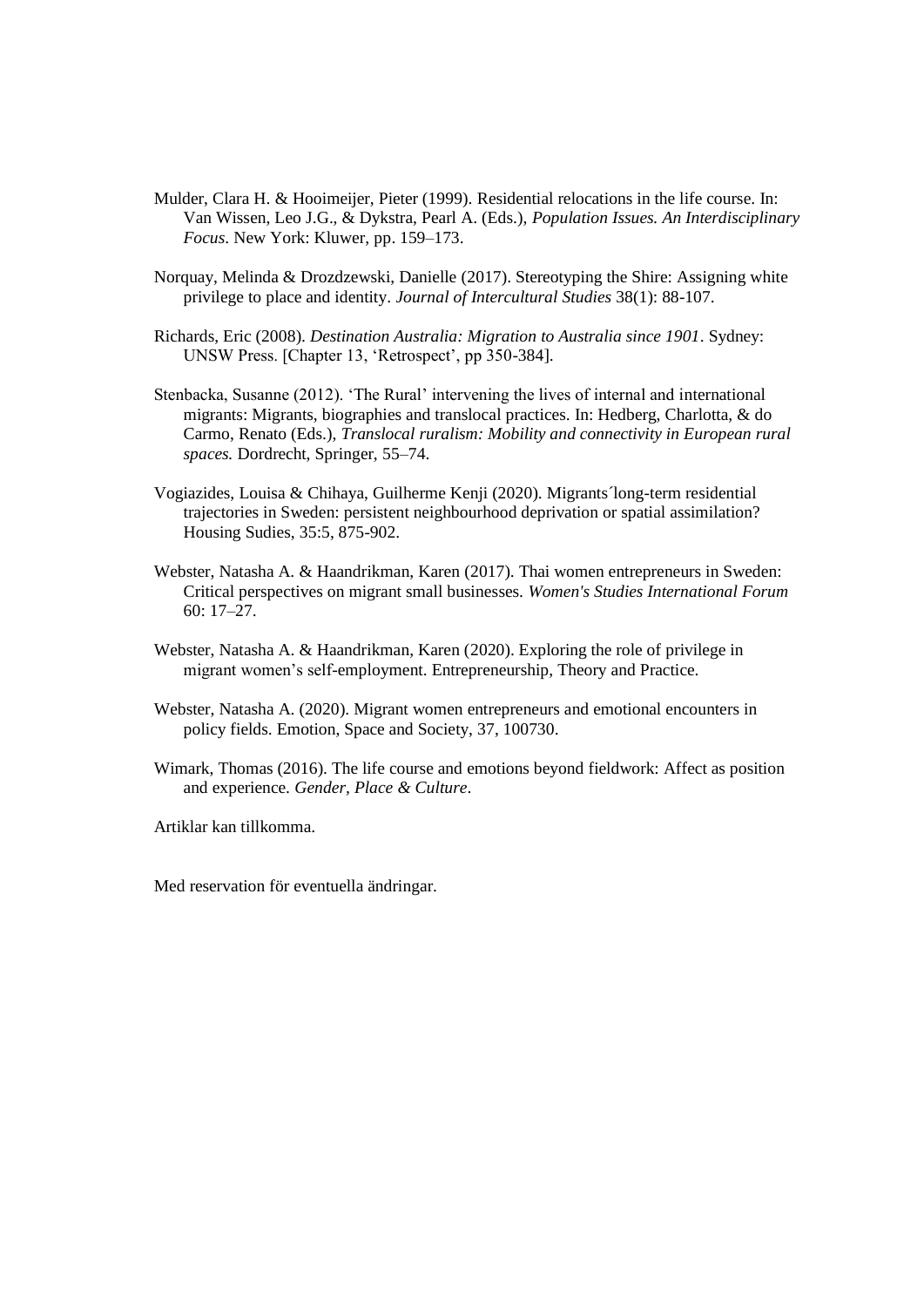Mulder, Clara H. & Hooimeijer, Pieter (1999). Residential relocations in the life course. In: Van Wissen, Leo J.G., & Dykstra, Pearl A. (Eds.), *Population Issues. An Interdisciplinary Focus*. New York: Kluwer, pp. 159–173.

Norquay, Melinda & Drozdzewski, Danielle (2017). Stereotyping the Shire: Assigning white privilege to place and identity. *Journal of Intercultural Studies* 38(1): 88-107.

Richards, Eric (2008). *Destination Australia: Migration to Australia since 1901*. Sydney: UNSW Press. [Chapter 13, 'Retrospect', pp 350-384].

Stenbacka, Susanne (2012). 'The Rural' intervening the lives of internal and international migrants: Migrants, biographies and translocal practices. In: Hedberg, Charlotta, & do Carmo, Renato (Eds.), *Translocal ruralism: Mobility and connectivity in European rural spaces.* Dordrecht, Springer, 55–74.

Vogiazides, Louisa & Chihaya, Guilherme Kenji (2020). Migrants´long-term residential trajectories in Sweden: persistent neighbourhood deprivation or spatial assimilation? Housing Sudies, 35:5, 875-902.

Webster, Natasha A. & Haandrikman, Karen (2017). Thai women entrepreneurs in Sweden: Critical perspectives on migrant small businesses. *Women's Studies International Forum* 60: 17–27.

Webster, Natasha A. & Haandrikman, Karen (2020). Exploring the role of privilege in migrant women's self-employment. Entrepreneurship, Theory and Practice.

Webster, Natasha A. (2020). Migrant women entrepreneurs and emotional encounters in policy fields. Emotion, Space and Society, 37, 100730.

Wimark, Thomas (2016). The life course and emotions beyond fieldwork: Affect as position and experience. *Gender, Place & Culture*.

Artiklar kan tillkomma.

Med reservation för eventuella ändringar.